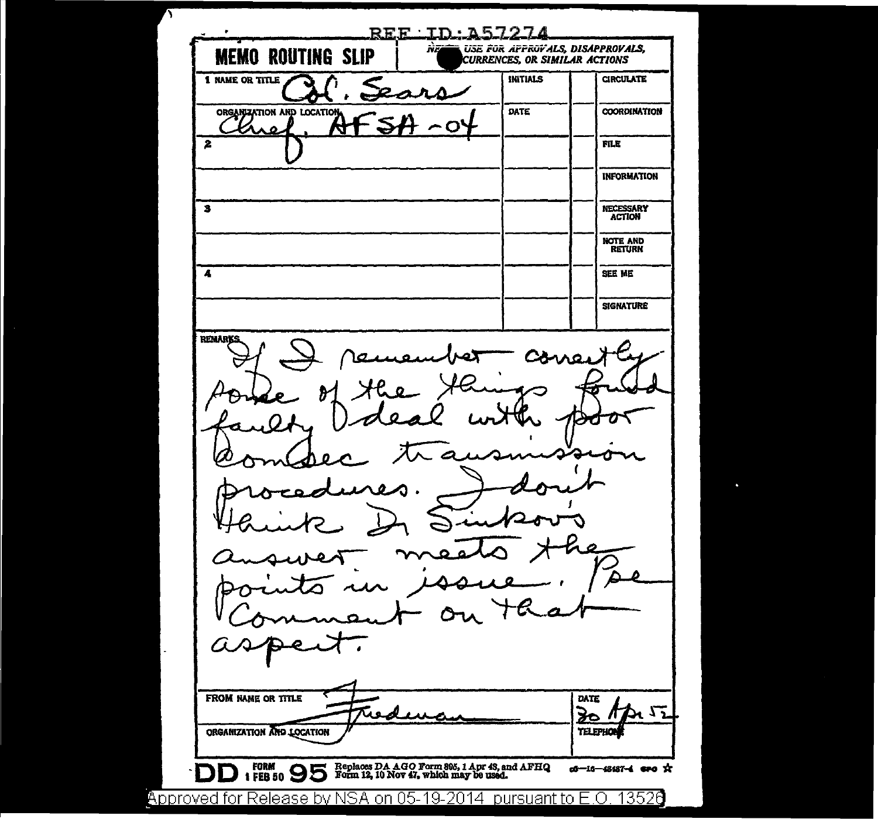REF ID:A57274

# MEMO ROUTING SLIP

NEVER USE FOR APPROVALS, DISAPPROVALS, CONCURRENCES, OR SIMILAR ACTIONS

| | NAME OR TITLE | INITIALS | | |
|---|---|---|---|---|
| 1 | Col. Sears | | | CIRCULATE |
| | ORGANIZATION AND LOCATION: Chief, AFSA-04 | DATE | | COORDINATION |
| 2 | | | | FILE |
| | | | | INFORMATION |
| 3 | | | | NECESSARY ACTION |
| | | | | NOTE AND RETURN |
| 4 | | | | SEE ME |
| | | | | SIGNATURE |

REMARKS

If I remember correctly some of the things found faulty deal with poor ComSec transmission procedures. I don't think Dr Sinkov's answer meets the points in issue. Pse comment on that aspect.

FROM NAME OR TITLE: Friedman

ORGANIZATION AND LOCATION:

DATE: 30 Apr 52

TELEPHONE:

DD FORM 1 FEB 50 95 Replaces DA AGO Form 895, 1 Apr 48, and AFHQ Form 12, 10 Nov 47, which may be used.

Approved for Release by NSA on 05-19-2014 pursuant to E.O. 13526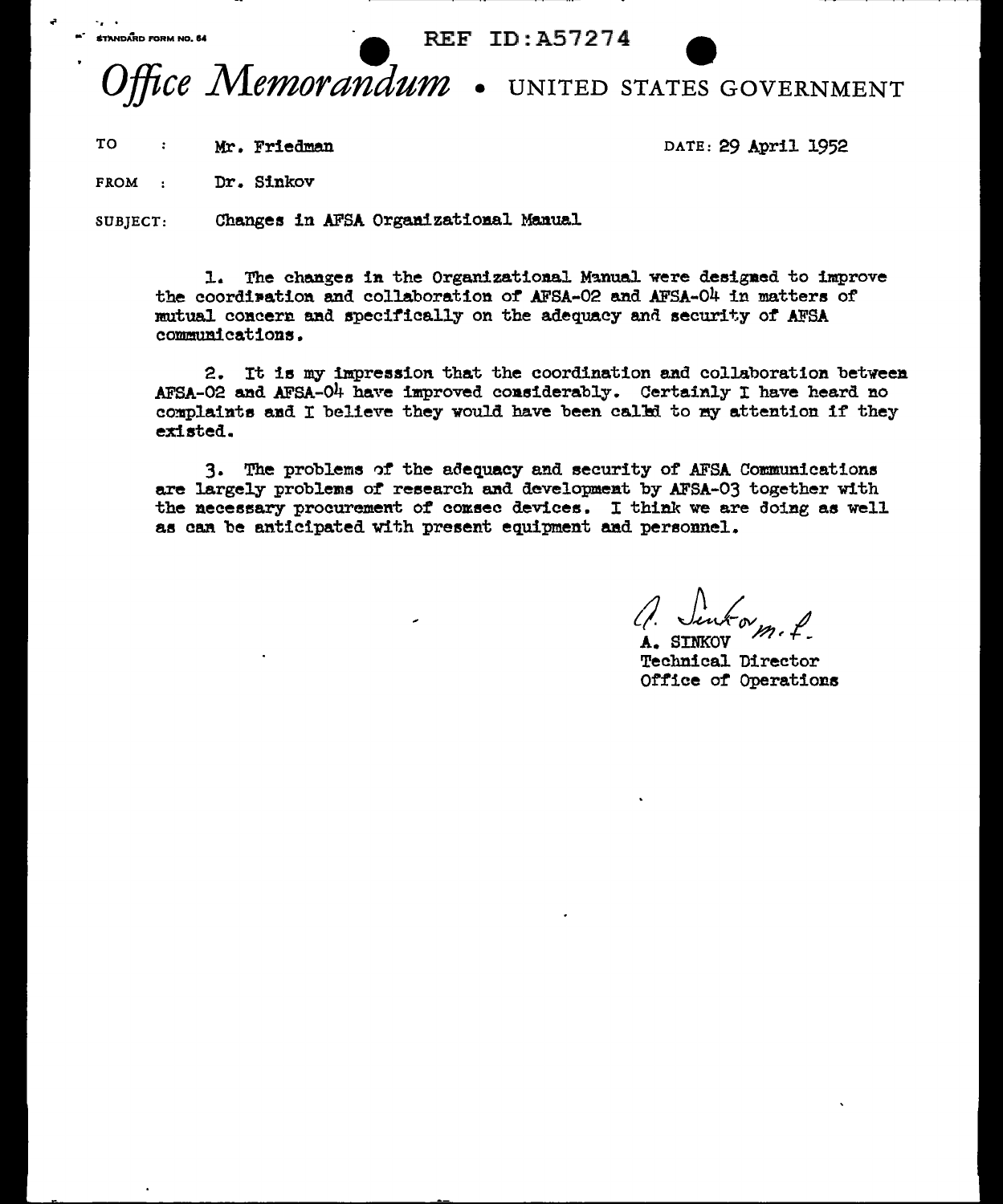STANDARD FORM NO. 64

REF ID:A57274

# *Office Memorandum* • UNITED STATES GOVERNMENT

TO : Mr. Friedman

DATE: 29 April 1952

FROM : Dr. Sinkov

SUBJECT: Changes in AFSA Organizational Manual

1. The changes in the Organizational Manual were designed to improve the coordination and collaboration of AFSA-02 and AFSA-04 in matters of mutual concern and specifically on the adequacy and security of AFSA communications.

2. It is my impression that the coordination and collaboration between AFSA-02 and AFSA-04 have improved considerably. Certainly I have heard no complaints and I believe they would have been called to my attention if they existed.

3. The problems of the adequacy and security of AFSA Communications are largely problems of research and development by AFSA-03 together with the necessary procurement of comsec devices. I think we are doing as well as can be anticipated with present equipment and personnel.

A. Sinkov m.f.

A. SINKOV
Technical Director
Office of Operations